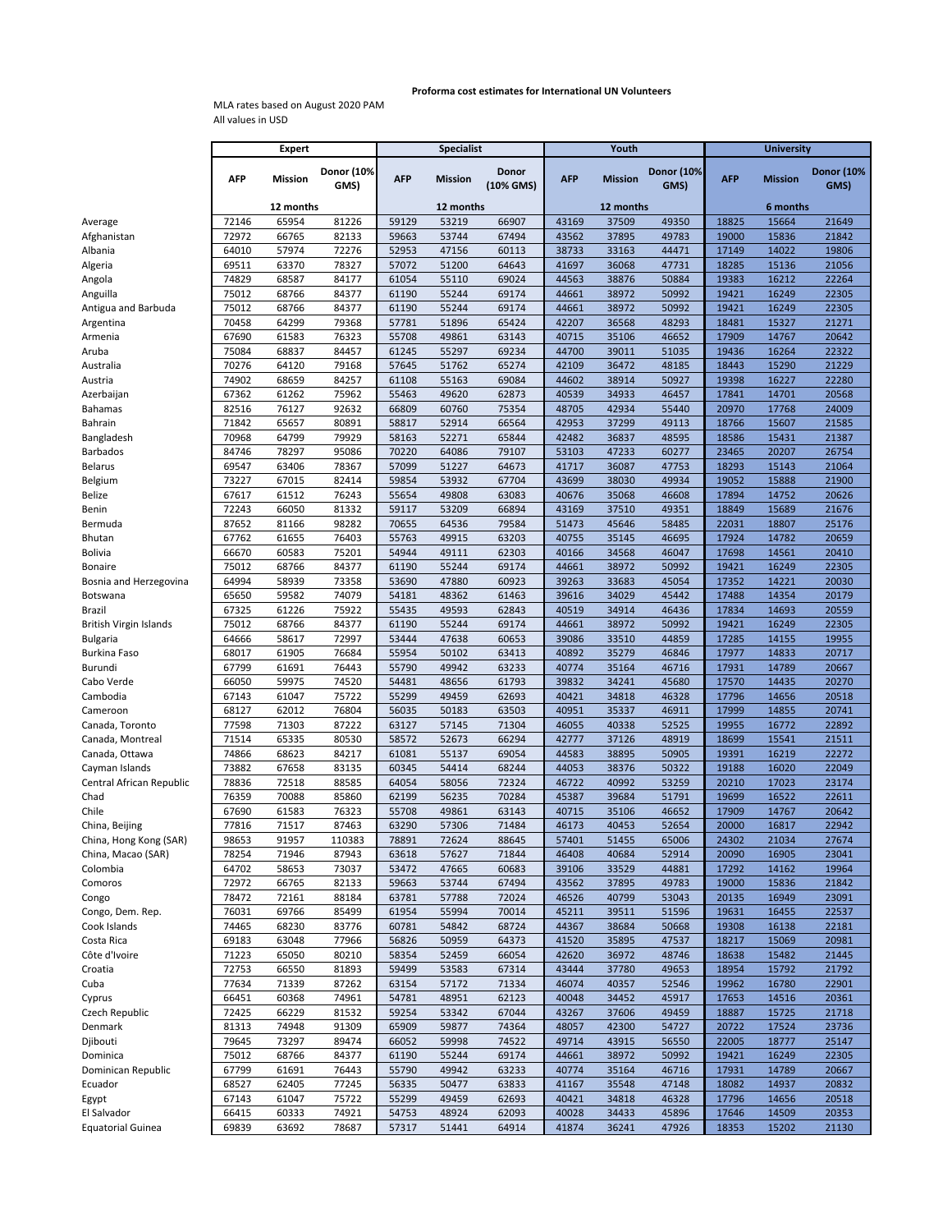**Proforma cost estimates for International UN Volunteers**

MLA rates based on August 2020 PAM
All values in USD

| | Expert | | | Specialist | | | Youth | | | University | | |
|---|---|---|---|---|---|---|---|---|---|---|---|---|
| | AFP | Mission | Donor (10% GMS) | AFP | Mission | Donor (10% GMS) | AFP | Mission | Donor (10% GMS) | AFP | Mission | Donor (10% GMS) |
| | 12 months | | | 12 months | | | 12 months | | | 6 months | | |
| Average | 72146 | 65954 | 81226 | 59129 | 53219 | 66907 | 43169 | 37509 | 49350 | 18825 | 15664 | 21649 |
| Afghanistan | 72972 | 66765 | 82133 | 59663 | 53744 | 67494 | 43562 | 37895 | 49783 | 19000 | 15836 | 21842 |
| Albania | 64010 | 57974 | 72276 | 52953 | 47156 | 60113 | 38733 | 33163 | 44471 | 17149 | 14022 | 19806 |
| Algeria | 69511 | 63370 | 78327 | 57072 | 51200 | 64643 | 41697 | 36068 | 47731 | 18285 | 15136 | 21056 |
| Angola | 74829 | 68587 | 84177 | 61054 | 55110 | 69024 | 44563 | 38876 | 50884 | 19383 | 16212 | 22264 |
| Anguilla | 75012 | 68766 | 84377 | 61190 | 55244 | 69174 | 44661 | 38972 | 50992 | 19421 | 16249 | 22305 |
| Antigua and Barbuda | 75012 | 68766 | 84377 | 61190 | 55244 | 69174 | 44661 | 38972 | 50992 | 19421 | 16249 | 22305 |
| Argentina | 70458 | 64299 | 79368 | 57781 | 51896 | 65424 | 42207 | 36568 | 48293 | 18481 | 15327 | 21271 |
| Armenia | 67690 | 61583 | 76323 | 55708 | 49861 | 63143 | 40715 | 35106 | 46652 | 17909 | 14767 | 20642 |
| Aruba | 75084 | 68837 | 84457 | 61245 | 55297 | 69234 | 44700 | 39011 | 51035 | 19436 | 16264 | 22322 |
| Australia | 70276 | 64120 | 79168 | 57645 | 51762 | 65274 | 42109 | 36472 | 48185 | 18443 | 15290 | 21229 |
| Austria | 74902 | 68659 | 84257 | 61108 | 55163 | 69084 | 44602 | 38914 | 50927 | 19398 | 16227 | 22280 |
| Azerbaijan | 67362 | 61262 | 75962 | 55463 | 49620 | 62873 | 40539 | 34933 | 46457 | 17841 | 14701 | 20568 |
| Bahamas | 82516 | 76127 | 92632 | 66809 | 60760 | 75354 | 48705 | 42934 | 55440 | 20970 | 17768 | 24009 |
| Bahrain | 71842 | 65657 | 80891 | 58817 | 52914 | 66564 | 42953 | 37299 | 49113 | 18766 | 15607 | 21585 |
| Bangladesh | 70968 | 64799 | 79929 | 58163 | 52271 | 65844 | 42482 | 36837 | 48595 | 18586 | 15431 | 21387 |
| Barbados | 84746 | 78297 | 95086 | 70220 | 64086 | 79107 | 53103 | 47233 | 60277 | 23465 | 20207 | 26754 |
| Belarus | 69547 | 63406 | 78367 | 57099 | 51227 | 64673 | 41717 | 36087 | 47753 | 18293 | 15143 | 21064 |
| Belgium | 73227 | 67015 | 82414 | 59854 | 53932 | 67704 | 43699 | 38030 | 49934 | 19052 | 15888 | 21900 |
| Belize | 67617 | 61512 | 76243 | 55654 | 49808 | 63083 | 40676 | 35068 | 46608 | 17894 | 14752 | 20626 |
| Benin | 72243 | 66050 | 81332 | 59117 | 53209 | 66894 | 43169 | 37510 | 49351 | 18849 | 15689 | 21676 |
| Bermuda | 87652 | 81166 | 98282 | 70655 | 64536 | 79584 | 51473 | 45646 | 58485 | 22031 | 18807 | 25176 |
| Bhutan | 67762 | 61655 | 76403 | 55763 | 49915 | 63203 | 40755 | 35145 | 46695 | 17924 | 14782 | 20659 |
| Bolivia | 66670 | 60583 | 75201 | 54944 | 49111 | 62303 | 40166 | 34568 | 46047 | 17698 | 14561 | 20410 |
| Bonaire | 75012 | 68766 | 84377 | 61190 | 55244 | 69174 | 44661 | 38972 | 50992 | 19421 | 16249 | 22305 |
| Bosnia and Herzegovina | 64994 | 58939 | 73358 | 53690 | 47880 | 60923 | 39263 | 33683 | 45054 | 17352 | 14221 | 20030 |
| Botswana | 65650 | 59582 | 74079 | 54181 | 48362 | 61463 | 39616 | 34029 | 45442 | 17488 | 14354 | 20179 |
| Brazil | 67325 | 61226 | 75922 | 55435 | 49593 | 62843 | 40519 | 34914 | 46436 | 17834 | 14693 | 20559 |
| British Virgin Islands | 75012 | 68766 | 84377 | 61190 | 55244 | 69174 | 44661 | 38972 | 50992 | 19421 | 16249 | 22305 |
| Bulgaria | 64666 | 58617 | 72997 | 53444 | 47638 | 60653 | 39086 | 33510 | 44859 | 17285 | 14155 | 19955 |
| Burkina Faso | 68017 | 61905 | 76684 | 55954 | 50102 | 63413 | 40892 | 35279 | 46846 | 17977 | 14833 | 20717 |
| Burundi | 67799 | 61691 | 76443 | 55790 | 49942 | 63233 | 40774 | 35164 | 46716 | 17931 | 14789 | 20667 |
| Cabo Verde | 66050 | 59975 | 74520 | 54481 | 48656 | 61793 | 39832 | 34241 | 45680 | 17570 | 14435 | 20270 |
| Cambodia | 67143 | 61047 | 75722 | 55299 | 49459 | 62693 | 40421 | 34818 | 46328 | 17796 | 14656 | 20518 |
| Cameroon | 68127 | 62012 | 76804 | 56035 | 50183 | 63503 | 40951 | 35337 | 46911 | 17999 | 14855 | 20741 |
| Canada, Toronto | 77598 | 71303 | 87222 | 63127 | 57145 | 71304 | 46055 | 40338 | 52525 | 19955 | 16772 | 22892 |
| Canada, Montreal | 71514 | 65335 | 80530 | 58572 | 52673 | 66294 | 42777 | 37126 | 48919 | 18699 | 15541 | 21511 |
| Canada, Ottawa | 74866 | 68623 | 84217 | 61081 | 55137 | 69054 | 44583 | 38895 | 50905 | 19391 | 16219 | 22272 |
| Cayman Islands | 73882 | 67658 | 83135 | 60345 | 54414 | 68244 | 44053 | 38376 | 50322 | 19188 | 16020 | 22049 |
| Central African Republic | 78836 | 72518 | 88585 | 64054 | 58056 | 72324 | 46722 | 40992 | 53259 | 20210 | 17023 | 23174 |
| Chad | 76359 | 70088 | 85860 | 62199 | 56235 | 70284 | 45387 | 39684 | 51791 | 19699 | 16522 | 22611 |
| Chile | 67690 | 61583 | 76323 | 55708 | 49861 | 63143 | 40715 | 35106 | 46652 | 17909 | 14767 | 20642 |
| China, Beijing | 77816 | 71517 | 87463 | 63290 | 57306 | 71484 | 46173 | 40453 | 52654 | 20000 | 16817 | 22942 |
| China, Hong Kong (SAR) | 98653 | 91957 | 110383 | 78891 | 72624 | 88645 | 57401 | 51455 | 65006 | 24302 | 21034 | 27674 |
| China, Macao (SAR) | 78254 | 71946 | 87943 | 63618 | 57627 | 71844 | 46408 | 40684 | 52914 | 20090 | 16905 | 23041 |
| Colombia | 64702 | 58653 | 73037 | 53472 | 47665 | 60683 | 39106 | 33529 | 44881 | 17292 | 14162 | 19964 |
| Comoros | 72972 | 66765 | 82133 | 59663 | 53744 | 67494 | 43562 | 37895 | 49783 | 19000 | 15836 | 21842 |
| Congo | 78472 | 72161 | 88184 | 63781 | 57788 | 72024 | 46526 | 40799 | 53043 | 20135 | 16949 | 23091 |
| Congo, Dem. Rep. | 76031 | 69766 | 85499 | 61954 | 55994 | 70014 | 45211 | 39511 | 51596 | 19631 | 16455 | 22537 |
| Cook Islands | 74465 | 68230 | 83776 | 60781 | 54842 | 68724 | 44367 | 38684 | 50668 | 19308 | 16138 | 22181 |
| Costa Rica | 69183 | 63048 | 77966 | 56826 | 50959 | 64373 | 41520 | 35895 | 47537 | 18217 | 15069 | 20981 |
| Côte d'Ivoire | 71223 | 65050 | 80210 | 58354 | 52459 | 66054 | 42620 | 36972 | 48746 | 18638 | 15482 | 21445 |
| Croatia | 72753 | 66550 | 81893 | 59499 | 53583 | 67314 | 43444 | 37780 | 49653 | 18954 | 15792 | 21792 |
| Cuba | 77634 | 71339 | 87262 | 63154 | 57172 | 71334 | 46074 | 40357 | 52546 | 19962 | 16780 | 22901 |
| Cyprus | 66451 | 60368 | 74961 | 54781 | 48951 | 62123 | 40048 | 34452 | 45917 | 17653 | 14516 | 20361 |
| Czech Republic | 72425 | 66229 | 81532 | 59254 | 53342 | 67044 | 43267 | 37606 | 49459 | 18887 | 15725 | 21718 |
| Denmark | 81313 | 74948 | 91309 | 65909 | 59877 | 74364 | 48057 | 42300 | 54727 | 20722 | 17524 | 23736 |
| Djibouti | 79645 | 73297 | 89474 | 66052 | 59998 | 74522 | 49714 | 43915 | 56550 | 22005 | 18777 | 25147 |
| Dominica | 75012 | 68766 | 84377 | 61190 | 55244 | 69174 | 44661 | 38972 | 50992 | 19421 | 16249 | 22305 |
| Dominican Republic | 67799 | 61691 | 76443 | 55790 | 49942 | 63233 | 40774 | 35164 | 46716 | 17931 | 14789 | 20667 |
| Ecuador | 68527 | 62405 | 77245 | 56335 | 50477 | 63833 | 41167 | 35548 | 47148 | 18082 | 14937 | 20832 |
| Egypt | 67143 | 61047 | 75722 | 55299 | 49459 | 62693 | 40421 | 34818 | 46328 | 17796 | 14656 | 20518 |
| El Salvador | 66415 | 60333 | 74921 | 54753 | 48924 | 62093 | 40028 | 34433 | 45896 | 17646 | 14509 | 20353 |
| Equatorial Guinea | 69839 | 63692 | 78687 | 57317 | 51441 | 64914 | 41874 | 36241 | 47926 | 18353 | 15202 | 21130 |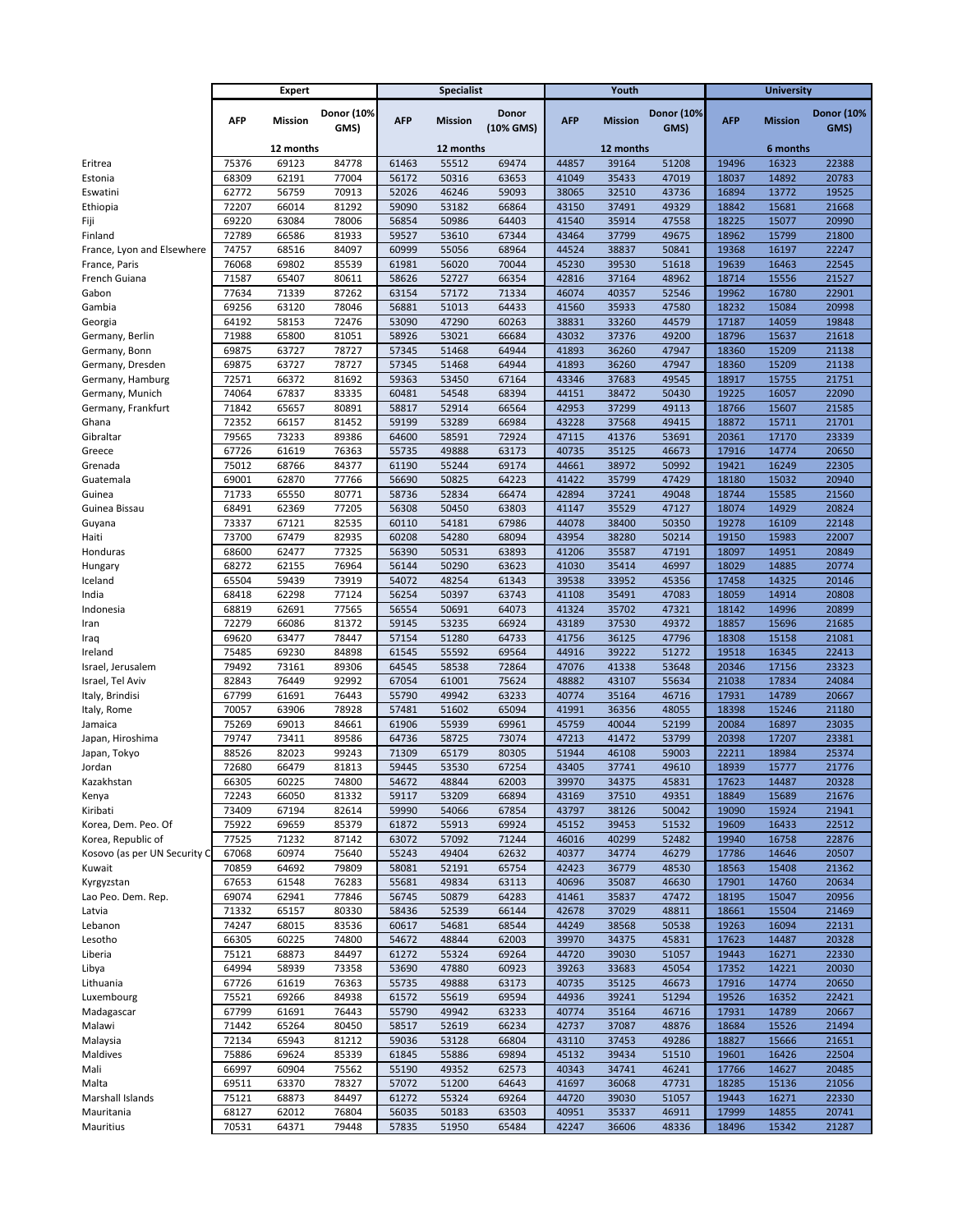| | Expert | | | Specialist | | | Youth | | | University | | |
|---|---|---|---|---|---|---|---|---|---|---|---|---|
| | AFP | Mission | Donor (10% GMS) | AFP | Mission | Donor (10% GMS) | AFP | Mission | Donor (10% GMS) | AFP | Mission | Donor (10% GMS) |
| | | 12 months | | | 12 months | | | 12 months | | | 6 months | |
| Eritrea | 75376 | 69123 | 84778 | 61463 | 55512 | 69474 | 44857 | 39164 | 51208 | 19496 | 16323 | 22388 |
| Estonia | 68309 | 62191 | 77004 | 56172 | 50316 | 63653 | 41049 | 35433 | 47019 | 18037 | 14892 | 20783 |
| Eswatini | 62772 | 56759 | 70913 | 52026 | 46246 | 59093 | 38065 | 32510 | 43736 | 16894 | 13772 | 19525 |
| Ethiopia | 72207 | 66014 | 81292 | 59090 | 53182 | 66864 | 43150 | 37491 | 49329 | 18842 | 15681 | 21668 |
| Fiji | 69220 | 63084 | 78006 | 56854 | 50986 | 64403 | 41540 | 35914 | 47558 | 18225 | 15077 | 20990 |
| Finland | 72789 | 66586 | 81933 | 59527 | 53610 | 67344 | 43464 | 37799 | 49675 | 18962 | 15799 | 21800 |
| France, Lyon and Elsewhere | 74757 | 68516 | 84097 | 60999 | 55056 | 68964 | 44524 | 38837 | 50841 | 19368 | 16197 | 22247 |
| France, Paris | 76068 | 69802 | 85539 | 61981 | 56020 | 70044 | 45230 | 39530 | 51618 | 19639 | 16463 | 22545 |
| French Guiana | 71587 | 65407 | 80611 | 58626 | 52727 | 66354 | 42816 | 37164 | 48962 | 18714 | 15556 | 21527 |
| Gabon | 77634 | 71339 | 87262 | 63154 | 57172 | 71334 | 46074 | 40357 | 52546 | 19962 | 16780 | 22901 |
| Gambia | 69256 | 63120 | 78046 | 56881 | 51013 | 64433 | 41560 | 35933 | 47580 | 18232 | 15084 | 20998 |
| Georgia | 64192 | 58153 | 72476 | 53090 | 47290 | 60263 | 38831 | 33260 | 44579 | 17187 | 14059 | 19848 |
| Germany, Berlin | 71988 | 65800 | 81051 | 58926 | 53021 | 66684 | 43032 | 37376 | 49200 | 18796 | 15637 | 21618 |
| Germany, Bonn | 69875 | 63727 | 78727 | 57345 | 51468 | 64944 | 41893 | 36260 | 47947 | 18360 | 15209 | 21138 |
| Germany, Dresden | 69875 | 63727 | 78727 | 57345 | 51468 | 64944 | 41893 | 36260 | 47947 | 18360 | 15209 | 21138 |
| Germany, Hamburg | 72571 | 66372 | 81692 | 59363 | 53450 | 67164 | 43346 | 37683 | 49545 | 18917 | 15755 | 21751 |
| Germany, Munich | 74064 | 67837 | 83335 | 60481 | 54548 | 68394 | 44151 | 38472 | 50430 | 19225 | 16057 | 22090 |
| Germany, Frankfurt | 71842 | 65657 | 80891 | 58817 | 52914 | 66564 | 42953 | 37299 | 49113 | 18766 | 15607 | 21585 |
| Ghana | 72352 | 66157 | 81452 | 59199 | 53289 | 66984 | 43228 | 37568 | 49415 | 18872 | 15711 | 21701 |
| Gibraltar | 79565 | 73233 | 89386 | 64600 | 58591 | 72924 | 47115 | 41376 | 53691 | 20361 | 17170 | 23339 |
| Greece | 67726 | 61619 | 76363 | 55735 | 49888 | 63173 | 40735 | 35125 | 46673 | 17916 | 14774 | 20650 |
| Grenada | 75012 | 68766 | 84377 | 61190 | 55244 | 69174 | 44661 | 38972 | 50992 | 19421 | 16249 | 22305 |
| Guatemala | 69001 | 62870 | 77766 | 56690 | 50825 | 64223 | 41422 | 35799 | 47429 | 18180 | 15032 | 20940 |
| Guinea | 71733 | 65550 | 80771 | 58736 | 52834 | 66474 | 42894 | 37241 | 49048 | 18744 | 15585 | 21560 |
| Guinea Bissau | 68491 | 62369 | 77205 | 56308 | 50450 | 63803 | 41147 | 35529 | 47127 | 18074 | 14929 | 20824 |
| Guyana | 73337 | 67121 | 82535 | 60110 | 54181 | 67986 | 44078 | 38400 | 50350 | 19278 | 16109 | 22148 |
| Haiti | 73700 | 67479 | 82935 | 60208 | 54280 | 68094 | 43954 | 38280 | 50214 | 19150 | 15983 | 22007 |
| Honduras | 68600 | 62477 | 77325 | 56390 | 50531 | 63893 | 41206 | 35587 | 47191 | 18097 | 14951 | 20849 |
| Hungary | 68272 | 62155 | 76964 | 56144 | 50290 | 63623 | 41030 | 35414 | 46997 | 18029 | 14885 | 20774 |
| Iceland | 65504 | 59439 | 73919 | 54072 | 48254 | 61343 | 39538 | 33952 | 45356 | 17458 | 14325 | 20146 |
| India | 68418 | 62298 | 77124 | 56254 | 50397 | 63743 | 41108 | 35491 | 47083 | 18059 | 14914 | 20808 |
| Indonesia | 68819 | 62691 | 77565 | 56554 | 50691 | 64073 | 41324 | 35702 | 47321 | 18142 | 14996 | 20899 |
| Iran | 72279 | 66086 | 81372 | 59145 | 53235 | 66924 | 43189 | 37530 | 49372 | 18857 | 15696 | 21685 |
| Iraq | 69620 | 63477 | 78447 | 57154 | 51280 | 64733 | 41756 | 36125 | 47796 | 18308 | 15158 | 21081 |
| Ireland | 75485 | 69230 | 84898 | 61545 | 55592 | 69564 | 44916 | 39222 | 51272 | 19518 | 16345 | 22413 |
| Israel, Jerusalem | 79492 | 73161 | 89306 | 64545 | 58538 | 72864 | 47076 | 41338 | 53648 | 20346 | 17156 | 23323 |
| Israel, Tel Aviv | 82843 | 76449 | 92992 | 67054 | 61001 | 75624 | 48882 | 43107 | 55634 | 21038 | 17834 | 24084 |
| Italy, Brindisi | 67799 | 61691 | 76443 | 55790 | 49942 | 63233 | 40774 | 35164 | 46716 | 17931 | 14789 | 20667 |
| Italy, Rome | 70057 | 63906 | 78928 | 57481 | 51602 | 65094 | 41991 | 36356 | 48055 | 18398 | 15246 | 21180 |
| Jamaica | 75269 | 69013 | 84661 | 61906 | 55939 | 69961 | 45759 | 40044 | 52199 | 20084 | 16897 | 23035 |
| Japan, Hiroshima | 79747 | 73411 | 89586 | 64736 | 58725 | 73074 | 47213 | 41472 | 53799 | 20398 | 17207 | 23381 |
| Japan, Tokyo | 88526 | 82023 | 99243 | 71309 | 65179 | 80305 | 51944 | 46108 | 59003 | 22211 | 18984 | 25374 |
| Jordan | 72680 | 66479 | 81813 | 59445 | 53530 | 67254 | 43405 | 37741 | 49610 | 18939 | 15777 | 21776 |
| Kazakhstan | 66305 | 60225 | 74800 | 54672 | 48844 | 62003 | 39970 | 34375 | 45831 | 17623 | 14487 | 20328 |
| Kenya | 72243 | 66050 | 81332 | 59117 | 53209 | 66894 | 43169 | 37510 | 49351 | 18849 | 15689 | 21676 |
| Kiribati | 73409 | 67194 | 82614 | 59990 | 54066 | 67854 | 43797 | 38126 | 50042 | 19090 | 15924 | 21941 |
| Korea, Dem. Peo. Of | 75922 | 69659 | 85379 | 61872 | 55913 | 69924 | 45152 | 39453 | 51532 | 19609 | 16433 | 22512 |
| Korea, Republic of | 77525 | 71232 | 87142 | 63072 | 57092 | 71244 | 46016 | 40299 | 52482 | 19940 | 16758 | 22876 |
| Kosovo (as per UN Security C | 67068 | 60974 | 75640 | 55243 | 49404 | 62632 | 40377 | 34774 | 46279 | 17786 | 14646 | 20507 |
| Kuwait | 70859 | 64692 | 79809 | 58081 | 52191 | 65754 | 42423 | 36779 | 48530 | 18563 | 15408 | 21362 |
| Kyrgyzstan | 67653 | 61548 | 76283 | 55681 | 49834 | 63113 | 40696 | 35087 | 46630 | 17901 | 14760 | 20634 |
| Lao Peo. Dem. Rep. | 69074 | 62941 | 77846 | 56745 | 50879 | 64283 | 41461 | 35837 | 47472 | 18195 | 15047 | 20956 |
| Latvia | 71332 | 65157 | 80330 | 58436 | 52539 | 66144 | 42678 | 37029 | 48811 | 18661 | 15504 | 21469 |
| Lebanon | 74247 | 68015 | 83536 | 60617 | 54681 | 68544 | 44249 | 38568 | 50538 | 19263 | 16094 | 22131 |
| Lesotho | 66305 | 60225 | 74800 | 54672 | 48844 | 62003 | 39970 | 34375 | 45831 | 17623 | 14487 | 20328 |
| Liberia | 75121 | 68873 | 84497 | 61272 | 55324 | 69264 | 44720 | 39030 | 51057 | 19443 | 16271 | 22330 |
| Libya | 64994 | 58939 | 73358 | 53690 | 47880 | 60923 | 39263 | 33683 | 45054 | 17352 | 14221 | 20030 |
| Lithuania | 67726 | 61619 | 76363 | 55735 | 49888 | 63173 | 40735 | 35125 | 46673 | 17916 | 14774 | 20650 |
| Luxembourg | 75521 | 69266 | 84938 | 61572 | 55619 | 69594 | 44936 | 39241 | 51294 | 19526 | 16352 | 22421 |
| Madagascar | 67799 | 61691 | 76443 | 55790 | 49942 | 63233 | 40774 | 35164 | 46716 | 17931 | 14789 | 20667 |
| Malawi | 71442 | 65264 | 80450 | 58517 | 52619 | 66234 | 42737 | 37087 | 48876 | 18684 | 15526 | 21494 |
| Malaysia | 72134 | 65943 | 81212 | 59036 | 53128 | 66804 | 43110 | 37453 | 49286 | 18827 | 15666 | 21651 |
| Maldives | 75886 | 69624 | 85339 | 61845 | 55886 | 69894 | 45132 | 39434 | 51510 | 19601 | 16426 | 22504 |
| Mali | 66997 | 60904 | 75562 | 55190 | 49352 | 62573 | 40343 | 34741 | 46241 | 17766 | 14627 | 20485 |
| Malta | 69511 | 63370 | 78327 | 57072 | 51200 | 64643 | 41697 | 36068 | 47731 | 18285 | 15136 | 21056 |
| Marshall Islands | 75121 | 68873 | 84497 | 61272 | 55324 | 69264 | 44720 | 39030 | 51057 | 19443 | 16271 | 22330 |
| Mauritania | 68127 | 62012 | 76804 | 56035 | 50183 | 63503 | 40951 | 35337 | 46911 | 17999 | 14855 | 20741 |
| Mauritius | 70531 | 64371 | 79448 | 57835 | 51950 | 65484 | 42247 | 36606 | 48336 | 18496 | 15342 | 21287 |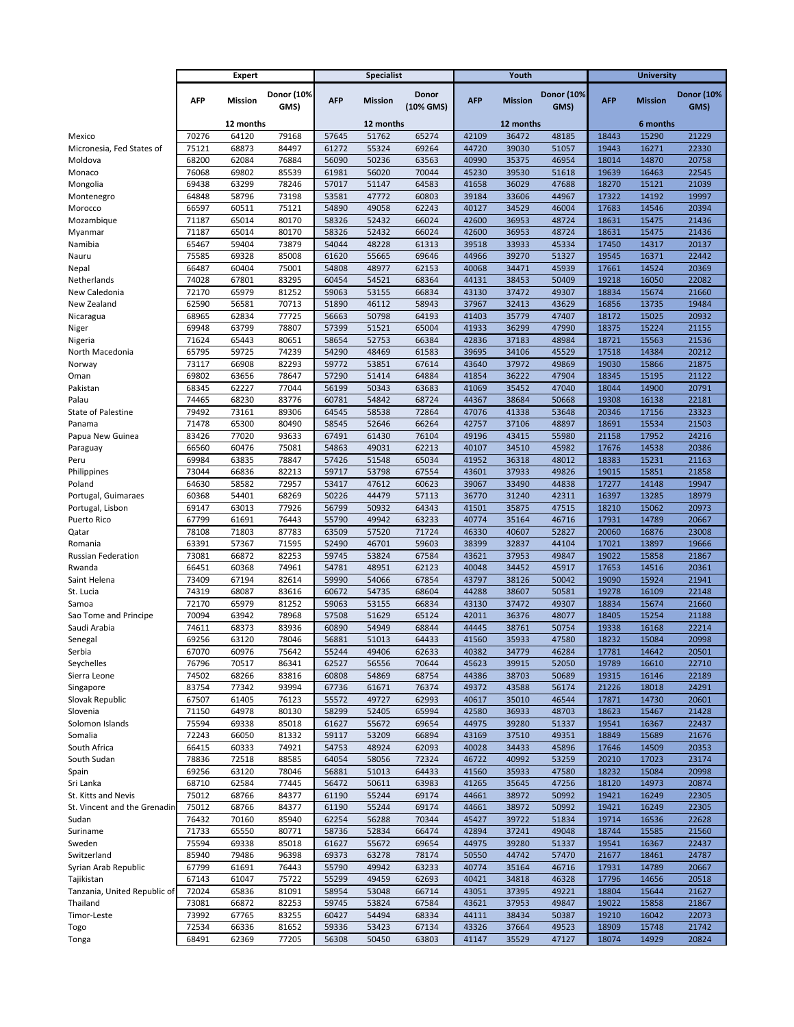| | Expert | | | Specialist | | | Youth | | | University | | |
|---|---|---|---|---|---|---|---|---|---|---|---|---|
| | AFP | Mission | Donor (10% GMS) | AFP | Mission | Donor (10% GMS) | AFP | Mission | Donor (10% GMS) | AFP | Mission | Donor (10% GMS) |
| | | 12 months | | | 12 months | | | 12 months | | | 6 months | |
| Mexico | 70276 | 64120 | 79168 | 57645 | 51762 | 65274 | 42109 | 36472 | 48185 | 18443 | 15290 | 21229 |
| Micronesia, Fed States of | 75121 | 68873 | 84497 | 61272 | 55324 | 69264 | 44720 | 39030 | 51057 | 19443 | 16271 | 22330 |
| Moldova | 68200 | 62084 | 76884 | 56090 | 50236 | 63563 | 40990 | 35375 | 46954 | 18014 | 14870 | 20758 |
| Monaco | 76068 | 69802 | 85539 | 61981 | 56020 | 70044 | 45230 | 39530 | 51618 | 19639 | 16463 | 22545 |
| Mongolia | 69438 | 63299 | 78246 | 57017 | 51147 | 64583 | 41658 | 36029 | 47688 | 18270 | 15121 | 21039 |
| Montenegro | 64848 | 58796 | 73198 | 53581 | 47772 | 60803 | 39184 | 33606 | 44967 | 17322 | 14192 | 19997 |
| Morocco | 66597 | 60511 | 75121 | 54890 | 49058 | 62243 | 40127 | 34529 | 46004 | 17683 | 14546 | 20394 |
| Mozambique | 71187 | 65014 | 80170 | 58326 | 52432 | 66024 | 42600 | 36953 | 48724 | 18631 | 15475 | 21436 |
| Myanmar | 71187 | 65014 | 80170 | 58326 | 52432 | 66024 | 42600 | 36953 | 48724 | 18631 | 15475 | 21436 |
| Namibia | 65467 | 59404 | 73879 | 54044 | 48228 | 61313 | 39518 | 33933 | 45334 | 17450 | 14317 | 20137 |
| Nauru | 75585 | 69328 | 85008 | 61620 | 55665 | 69646 | 44966 | 39270 | 51327 | 19545 | 16371 | 22442 |
| Nepal | 66487 | 60404 | 75001 | 54808 | 48977 | 62153 | 40068 | 34471 | 45939 | 17661 | 14524 | 20369 |
| Netherlands | 74028 | 67801 | 83295 | 60454 | 54521 | 68364 | 44131 | 38453 | 50409 | 19218 | 16050 | 22082 |
| New Caledonia | 72170 | 65979 | 81252 | 59063 | 53155 | 66834 | 43130 | 37472 | 49307 | 18834 | 15674 | 21660 |
| New Zealand | 62590 | 56581 | 70713 | 51890 | 46112 | 58943 | 37967 | 32413 | 43629 | 16856 | 13735 | 19484 |
| Nicaragua | 68965 | 62834 | 77725 | 56663 | 50798 | 64193 | 41403 | 35779 | 47407 | 18172 | 15025 | 20932 |
| Niger | 69948 | 63799 | 78807 | 57399 | 51521 | 65004 | 41933 | 36299 | 47990 | 18375 | 15224 | 21155 |
| Nigeria | 71624 | 65443 | 80651 | 58654 | 52753 | 66384 | 42836 | 37183 | 48984 | 18721 | 15563 | 21536 |
| North Macedonia | 65795 | 59725 | 74239 | 54290 | 48469 | 61583 | 39695 | 34106 | 45529 | 17518 | 14384 | 20212 |
| Norway | 73117 | 66908 | 82293 | 59772 | 53851 | 67614 | 43640 | 37972 | 49869 | 19030 | 15866 | 21875 |
| Oman | 69802 | 63656 | 78647 | 57290 | 51414 | 64884 | 41854 | 36222 | 47904 | 18345 | 15195 | 21122 |
| Pakistan | 68345 | 62227 | 77044 | 56199 | 50343 | 63683 | 41069 | 35452 | 47040 | 18044 | 14900 | 20791 |
| Palau | 74465 | 68230 | 83776 | 60781 | 54842 | 68724 | 44367 | 38684 | 50668 | 19308 | 16138 | 22181 |
| State of Palestine | 79492 | 73161 | 89306 | 64545 | 58538 | 72864 | 47076 | 41338 | 53648 | 20346 | 17156 | 23323 |
| Panama | 71478 | 65300 | 80490 | 58545 | 52646 | 66264 | 42757 | 37106 | 48897 | 18691 | 15534 | 21503 |
| Papua New Guinea | 83426 | 77020 | 93633 | 67491 | 61430 | 76104 | 49196 | 43415 | 55980 | 21158 | 17952 | 24216 |
| Paraguay | 66560 | 60476 | 75081 | 54863 | 49031 | 62213 | 40107 | 34510 | 45982 | 17676 | 14538 | 20386 |
| Peru | 69984 | 63835 | 78847 | 57426 | 51548 | 65034 | 41952 | 36318 | 48012 | 18383 | 15231 | 21163 |
| Philippines | 73044 | 66836 | 82213 | 59717 | 53798 | 67554 | 43601 | 37933 | 49826 | 19015 | 15851 | 21858 |
| Poland | 64630 | 58582 | 72957 | 53417 | 47612 | 60623 | 39067 | 33490 | 44838 | 17277 | 14148 | 19947 |
| Portugal, Guimaraes | 60368 | 54401 | 68269 | 50226 | 44479 | 57113 | 36770 | 31240 | 42311 | 16397 | 13285 | 18979 |
| Portugal, Lisbon | 69147 | 63013 | 77926 | 56799 | 50932 | 64343 | 41501 | 35875 | 47515 | 18210 | 15062 | 20973 |
| Puerto Rico | 67799 | 61691 | 76443 | 55790 | 49942 | 63233 | 40774 | 35164 | 46716 | 17931 | 14789 | 20667 |
| Qatar | 78108 | 71803 | 87783 | 63509 | 57520 | 71724 | 46330 | 40607 | 52827 | 20060 | 16876 | 23008 |
| Romania | 63391 | 57367 | 71595 | 52490 | 46701 | 59603 | 38399 | 32837 | 44104 | 17021 | 13897 | 19666 |
| Russian Federation | 73081 | 66872 | 82253 | 59745 | 53824 | 67584 | 43621 | 37953 | 49847 | 19022 | 15858 | 21867 |
| Rwanda | 66451 | 60368 | 74961 | 54781 | 48951 | 62123 | 40048 | 34452 | 45917 | 17653 | 14516 | 20361 |
| Saint Helena | 73409 | 67194 | 82614 | 59990 | 54066 | 67854 | 43797 | 38126 | 50042 | 19090 | 15924 | 21941 |
| St. Lucia | 74319 | 68087 | 83616 | 60672 | 54735 | 68604 | 44288 | 38607 | 50581 | 19278 | 16109 | 22148 |
| Samoa | 72170 | 65979 | 81252 | 59063 | 53155 | 66834 | 43130 | 37472 | 49307 | 18834 | 15674 | 21660 |
| Sao Tome and Principe | 70094 | 63942 | 78968 | 57508 | 51629 | 65124 | 42011 | 36376 | 48077 | 18405 | 15254 | 21188 |
| Saudi Arabia | 74611 | 68373 | 83936 | 60890 | 54949 | 68844 | 44445 | 38761 | 50754 | 19338 | 16168 | 22214 |
| Senegal | 69256 | 63120 | 78046 | 56881 | 51013 | 64433 | 41560 | 35933 | 47580 | 18232 | 15084 | 20998 |
| Serbia | 67070 | 60976 | 75642 | 55244 | 49406 | 62633 | 40382 | 34779 | 46284 | 17781 | 14642 | 20501 |
| Seychelles | 76796 | 70517 | 86341 | 62527 | 56556 | 70644 | 45623 | 39915 | 52050 | 19789 | 16610 | 22710 |
| Sierra Leone | 74502 | 68266 | 83816 | 60808 | 54869 | 68754 | 44386 | 38703 | 50689 | 19315 | 16146 | 22189 |
| Singapore | 83754 | 77342 | 93994 | 67736 | 61671 | 76374 | 49372 | 43588 | 56174 | 21226 | 18018 | 24291 |
| Slovak Republic | 67507 | 61405 | 76123 | 55572 | 49727 | 62993 | 40617 | 35010 | 46544 | 17871 | 14730 | 20601 |
| Slovenia | 71150 | 64978 | 80130 | 58299 | 52405 | 65994 | 42580 | 36933 | 48703 | 18623 | 15467 | 21428 |
| Solomon Islands | 75594 | 69338 | 85018 | 61627 | 55672 | 69654 | 44975 | 39280 | 51337 | 19541 | 16367 | 22437 |
| Somalia | 72243 | 66050 | 81332 | 59117 | 53209 | 66894 | 43169 | 37510 | 49351 | 18849 | 15689 | 21676 |
| South Africa | 66415 | 60333 | 74921 | 54753 | 48924 | 62093 | 40028 | 34433 | 45896 | 17646 | 14509 | 20353 |
| South Sudan | 78836 | 72518 | 88585 | 64054 | 58056 | 72324 | 46722 | 40992 | 53259 | 20210 | 17023 | 23174 |
| Spain | 69256 | 63120 | 78046 | 56881 | 51013 | 64433 | 41560 | 35933 | 47580 | 18232 | 15084 | 20998 |
| Sri Lanka | 68710 | 62584 | 77445 | 56472 | 50611 | 63983 | 41265 | 35645 | 47256 | 18120 | 14973 | 20874 |
| St. Kitts and Nevis | 75012 | 68766 | 84377 | 61190 | 55244 | 69174 | 44661 | 38972 | 50992 | 19421 | 16249 | 22305 |
| St. Vincent and the Grenadin | 75012 | 68766 | 84377 | 61190 | 55244 | 69174 | 44661 | 38972 | 50992 | 19421 | 16249 | 22305 |
| Sudan | 76432 | 70160 | 85940 | 62254 | 56288 | 70344 | 45427 | 39722 | 51834 | 19714 | 16536 | 22628 |
| Suriname | 71733 | 65550 | 80771 | 58736 | 52834 | 66474 | 42894 | 37241 | 49048 | 18744 | 15585 | 21560 |
| Sweden | 75594 | 69338 | 85018 | 61627 | 55672 | 69654 | 44975 | 39280 | 51337 | 19541 | 16367 | 22437 |
| Switzerland | 85940 | 79486 | 96398 | 69373 | 63278 | 78174 | 50550 | 44742 | 57470 | 21677 | 18461 | 24787 |
| Syrian Arab Republic | 67799 | 61691 | 76443 | 55790 | 49942 | 63233 | 40774 | 35164 | 46716 | 17931 | 14789 | 20667 |
| Tajikistan | 67143 | 61047 | 75722 | 55299 | 49459 | 62693 | 40421 | 34818 | 46328 | 17796 | 14656 | 20518 |
| Tanzania, United Republic of | 72024 | 65836 | 81091 | 58954 | 53048 | 66714 | 43051 | 37395 | 49221 | 18804 | 15644 | 21627 |
| Thailand | 73081 | 66872 | 82253 | 59745 | 53824 | 67584 | 43621 | 37953 | 49847 | 19022 | 15858 | 21867 |
| Timor-Leste | 73992 | 67765 | 83255 | 60427 | 54494 | 68334 | 44111 | 38434 | 50387 | 19210 | 16042 | 22073 |
| Togo | 72534 | 66336 | 81652 | 59336 | 53423 | 67134 | 43326 | 37664 | 49523 | 18909 | 15748 | 21742 |
| Tonga | 68491 | 62369 | 77205 | 56308 | 50450 | 63803 | 41147 | 35529 | 47127 | 18074 | 14929 | 20824 |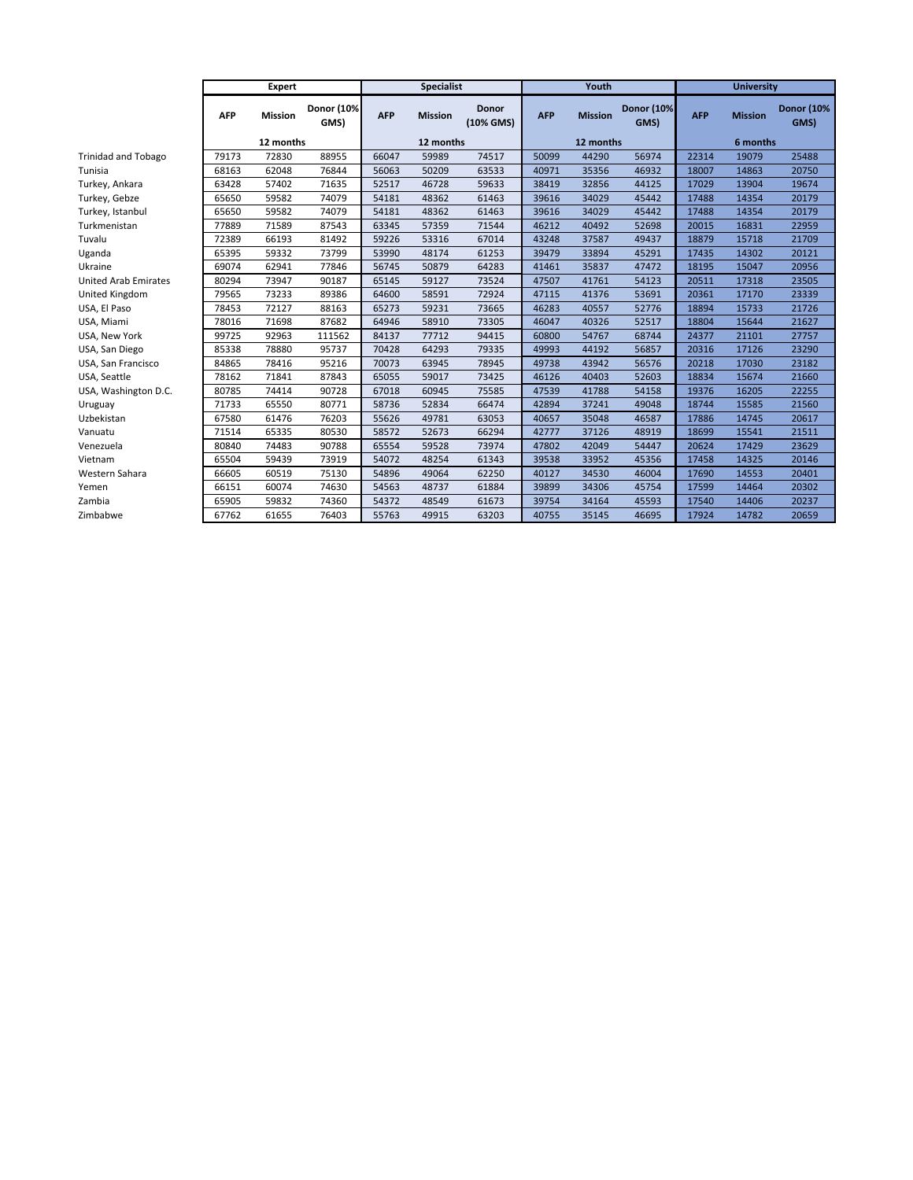| | Expert | | | Specialist | | | Youth | | | University | | |
|---|---|---|---|---|---|---|---|---|---|---|---|---|
| | AFP | Mission | Donor (10% GMS) | AFP | Mission | Donor (10% GMS) | AFP | Mission | Donor (10% GMS) | AFP | Mission | Donor (10% GMS) |
| | | 12 months | | | 12 months | | | 12 months | | | 6 months | |
| Trinidad and Tobago | 79173 | 72830 | 88955 | 66047 | 59989 | 74517 | 50099 | 44290 | 56974 | 22314 | 19079 | 25488 |
| Tunisia | 68163 | 62048 | 76844 | 56063 | 50209 | 63533 | 40971 | 35356 | 46932 | 18007 | 14863 | 20750 |
| Turkey, Ankara | 63428 | 57402 | 71635 | 52517 | 46728 | 59633 | 38419 | 32856 | 44125 | 17029 | 13904 | 19674 |
| Turkey, Gebze | 65650 | 59582 | 74079 | 54181 | 48362 | 61463 | 39616 | 34029 | 45442 | 17488 | 14354 | 20179 |
| Turkey, Istanbul | 65650 | 59582 | 74079 | 54181 | 48362 | 61463 | 39616 | 34029 | 45442 | 17488 | 14354 | 20179 |
| Turkmenistan | 77889 | 71589 | 87543 | 63345 | 57359 | 71544 | 46212 | 40492 | 52698 | 20015 | 16831 | 22959 |
| Tuvalu | 72389 | 66193 | 81492 | 59226 | 53316 | 67014 | 43248 | 37587 | 49437 | 18879 | 15718 | 21709 |
| Uganda | 65395 | 59332 | 73799 | 53990 | 48174 | 61253 | 39479 | 33894 | 45291 | 17435 | 14302 | 20121 |
| Ukraine | 69074 | 62941 | 77846 | 56745 | 50879 | 64283 | 41461 | 35837 | 47472 | 18195 | 15047 | 20956 |
| United Arab Emirates | 80294 | 73947 | 90187 | 65145 | 59127 | 73524 | 47507 | 41761 | 54123 | 20511 | 17318 | 23505 |
| United Kingdom | 79565 | 73233 | 89386 | 64600 | 58591 | 72924 | 47115 | 41376 | 53691 | 20361 | 17170 | 23339 |
| USA, El Paso | 78453 | 72127 | 88163 | 65273 | 59231 | 73665 | 46283 | 40557 | 52776 | 18894 | 15733 | 21726 |
| USA, Miami | 78016 | 71698 | 87682 | 64946 | 58910 | 73305 | 46047 | 40326 | 52517 | 18804 | 15644 | 21627 |
| USA, New York | 99725 | 92963 | 111562 | 84137 | 77712 | 94415 | 60800 | 54767 | 68744 | 24377 | 21101 | 27757 |
| USA, San Diego | 85338 | 78880 | 95737 | 70428 | 64293 | 79335 | 49993 | 44192 | 56857 | 20316 | 17126 | 23290 |
| USA, San Francisco | 84865 | 78416 | 95216 | 70073 | 63945 | 78945 | 49738 | 43942 | 56576 | 20218 | 17030 | 23182 |
| USA, Seattle | 78162 | 71841 | 87843 | 65055 | 59017 | 73425 | 46126 | 40403 | 52603 | 18834 | 15674 | 21660 |
| USA, Washington D.C. | 80785 | 74414 | 90728 | 67018 | 60945 | 75585 | 47539 | 41788 | 54158 | 19376 | 16205 | 22255 |
| Uruguay | 71733 | 65550 | 80771 | 58736 | 52834 | 66474 | 42894 | 37241 | 49048 | 18744 | 15585 | 21560 |
| Uzbekistan | 67580 | 61476 | 76203 | 55626 | 49781 | 63053 | 40657 | 35048 | 46587 | 17886 | 14745 | 20617 |
| Vanuatu | 71514 | 65335 | 80530 | 58572 | 52673 | 66294 | 42777 | 37126 | 48919 | 18699 | 15541 | 21511 |
| Venezuela | 80840 | 74483 | 90788 | 65554 | 59528 | 73974 | 47802 | 42049 | 54447 | 20624 | 17429 | 23629 |
| Vietnam | 65504 | 59439 | 73919 | 54072 | 48254 | 61343 | 39538 | 33952 | 45356 | 17458 | 14325 | 20146 |
| Western Sahara | 66605 | 60519 | 75130 | 54896 | 49064 | 62250 | 40127 | 34530 | 46004 | 17690 | 14553 | 20401 |
| Yemen | 66151 | 60074 | 74630 | 54563 | 48737 | 61884 | 39899 | 34306 | 45754 | 17599 | 14464 | 20302 |
| Zambia | 65905 | 59832 | 74360 | 54372 | 48549 | 61673 | 39754 | 34164 | 45593 | 17540 | 14406 | 20237 |
| Zimbabwe | 67762 | 61655 | 76403 | 55763 | 49915 | 63203 | 40755 | 35145 | 46695 | 17924 | 14782 | 20659 |